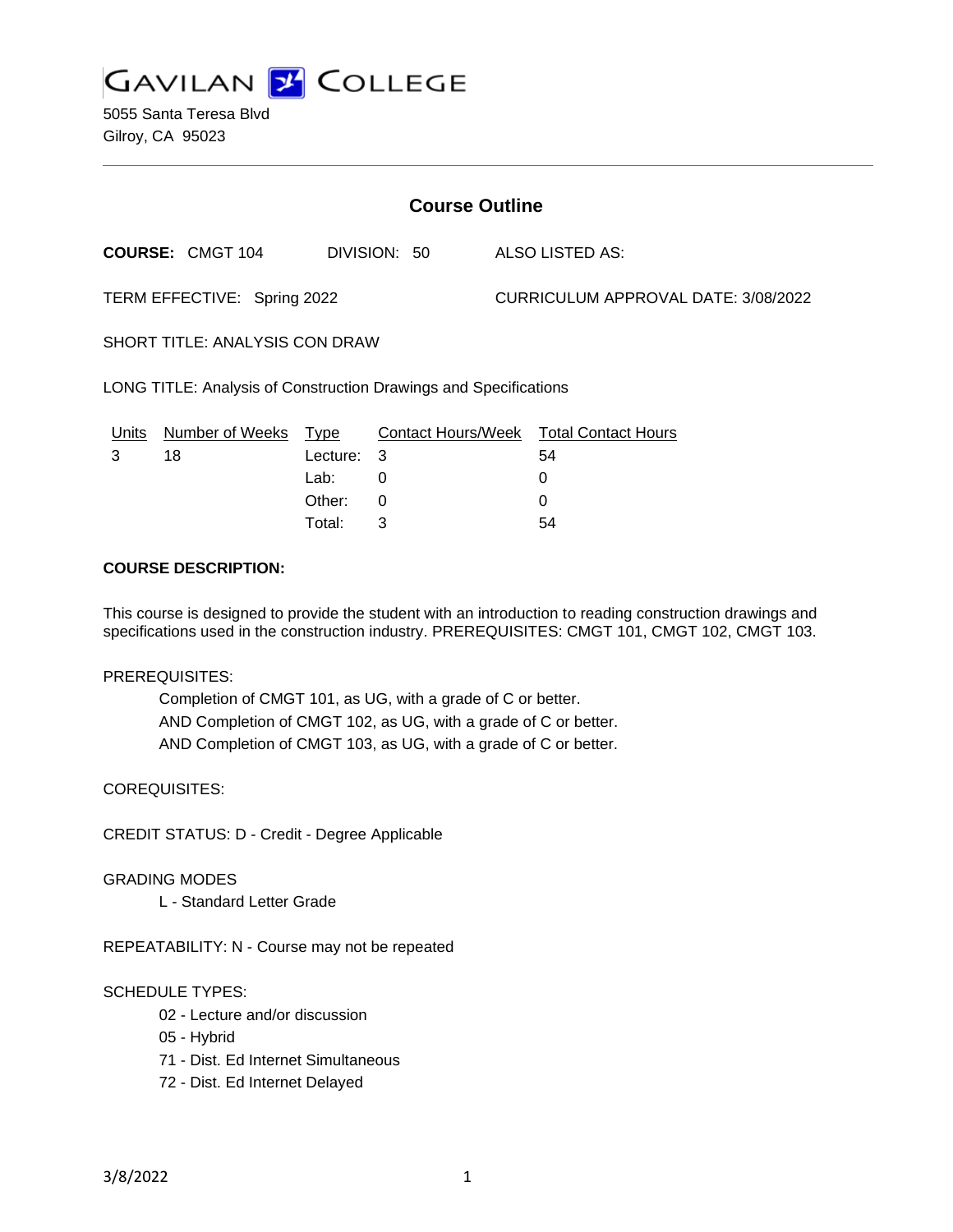# GAVILAN COLLEGE

5055 Santa Teresa Blvd
Gilroy, CA 95023

## Course Outline

**COURSE:** CMGT 104 DIVISION: 50 ALSO LISTED AS:

TERM EFFECTIVE: Spring 2022 CURRICULUM APPROVAL DATE: 3/08/2022

SHORT TITLE: ANALYSIS CON DRAW

LONG TITLE: Analysis of Construction Drawings and Specifications

| Units | Number of Weeks | Type | Contact Hours/Week | Total Contact Hours |
|---|---|---|---|---|
| 3 | 18 | Lecture: | 3 | 54 |
| | | Lab: | 0 | 0 |
| | | Other: | 0 | 0 |
| | | Total: | 3 | 54 |

**COURSE DESCRIPTION:**

This course is designed to provide the student with an introduction to reading construction drawings and specifications used in the construction industry. PREREQUISITES: CMGT 101, CMGT 102, CMGT 103.

PREREQUISITES:

Completion of CMGT 101, as UG, with a grade of C or better.
AND Completion of CMGT 102, as UG, with a grade of C or better.
AND Completion of CMGT 103, as UG, with a grade of C or better.

COREQUISITES:

CREDIT STATUS: D - Credit - Degree Applicable

GRADING MODES

L - Standard Letter Grade

REPEATABILITY: N - Course may not be repeated

SCHEDULE TYPES:

02 - Lecture and/or discussion
05 - Hybrid
71 - Dist. Ed Internet Simultaneous
72 - Dist. Ed Internet Delayed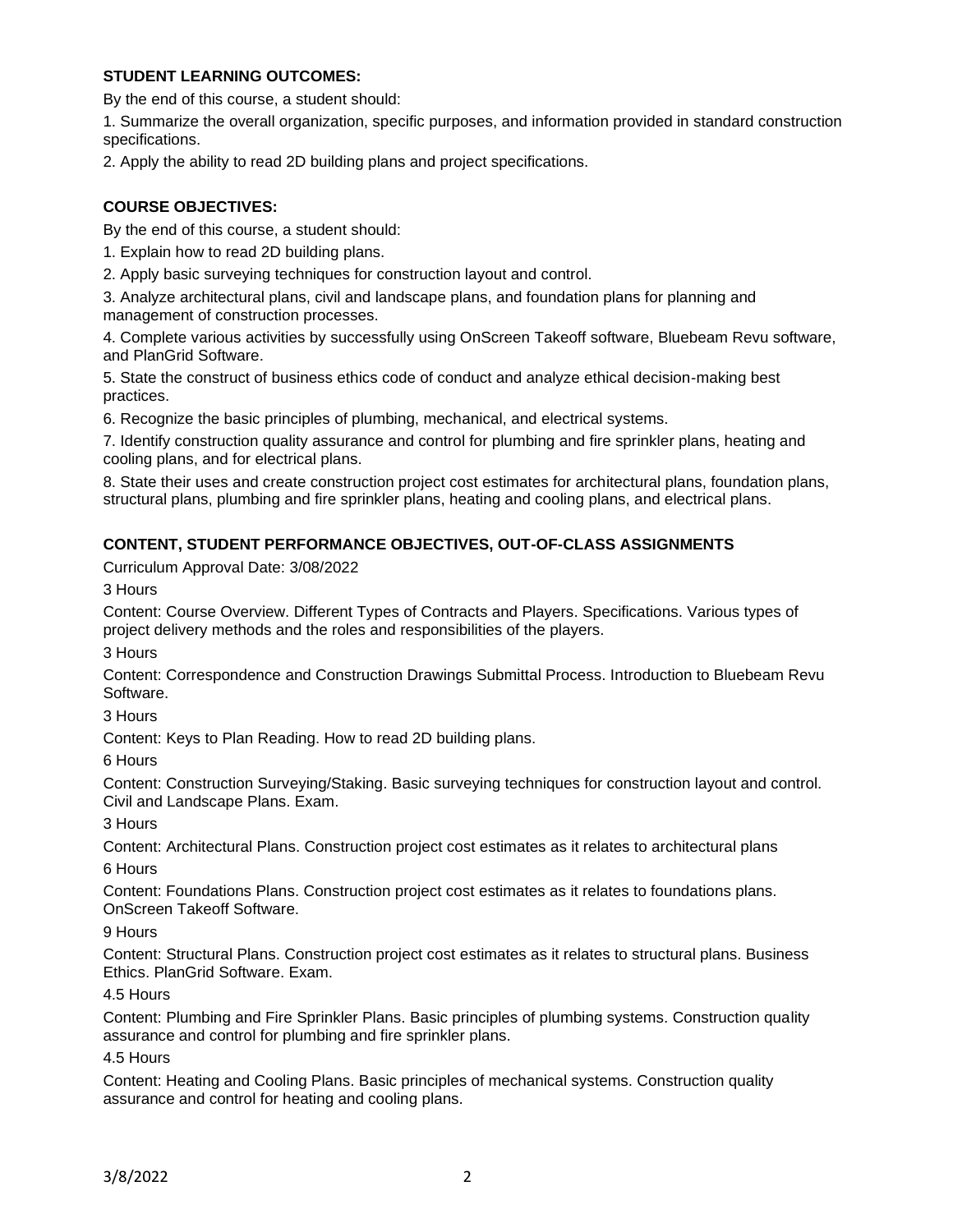### STUDENT LEARNING OUTCOMES:

By the end of this course, a student should:

1. Summarize the overall organization, specific purposes, and information provided in standard construction specifications.
2. Apply the ability to read 2D building plans and project specifications.

### COURSE OBJECTIVES:

By the end of this course, a student should:

1. Explain how to read 2D building plans.
2. Apply basic surveying techniques for construction layout and control.
3. Analyze architectural plans, civil and landscape plans, and foundation plans for planning and management of construction processes.
4. Complete various activities by successfully using OnScreen Takeoff software, Bluebeam Revu software, and PlanGrid Software.
5. State the construct of business ethics code of conduct and analyze ethical decision-making best practices.
6. Recognize the basic principles of plumbing, mechanical, and electrical systems.
7. Identify construction quality assurance and control for plumbing and fire sprinkler plans, heating and cooling plans, and for electrical plans.
8. State their uses and create construction project cost estimates for architectural plans, foundation plans, structural plans, plumbing and fire sprinkler plans, heating and cooling plans, and electrical plans.

### CONTENT, STUDENT PERFORMANCE OBJECTIVES, OUT-OF-CLASS ASSIGNMENTS

Curriculum Approval Date: 3/08/2022

3 Hours

Content: Course Overview. Different Types of Contracts and Players. Specifications. Various types of project delivery methods and the roles and responsibilities of the players.

3 Hours

Content: Correspondence and Construction Drawings Submittal Process. Introduction to Bluebeam Revu Software.

3 Hours

Content: Keys to Plan Reading. How to read 2D building plans.

6 Hours

Content: Construction Surveying/Staking. Basic surveying techniques for construction layout and control. Civil and Landscape Plans. Exam.

3 Hours

Content: Architectural Plans. Construction project cost estimates as it relates to architectural plans

6 Hours

Content: Foundations Plans. Construction project cost estimates as it relates to foundations plans. OnScreen Takeoff Software.

9 Hours

Content: Structural Plans. Construction project cost estimates as it relates to structural plans. Business Ethics. PlanGrid Software. Exam.

4.5 Hours

Content: Plumbing and Fire Sprinkler Plans. Basic principles of plumbing systems. Construction quality assurance and control for plumbing and fire sprinkler plans.

4.5 Hours

Content: Heating and Cooling Plans. Basic principles of mechanical systems. Construction quality assurance and control for heating and cooling plans.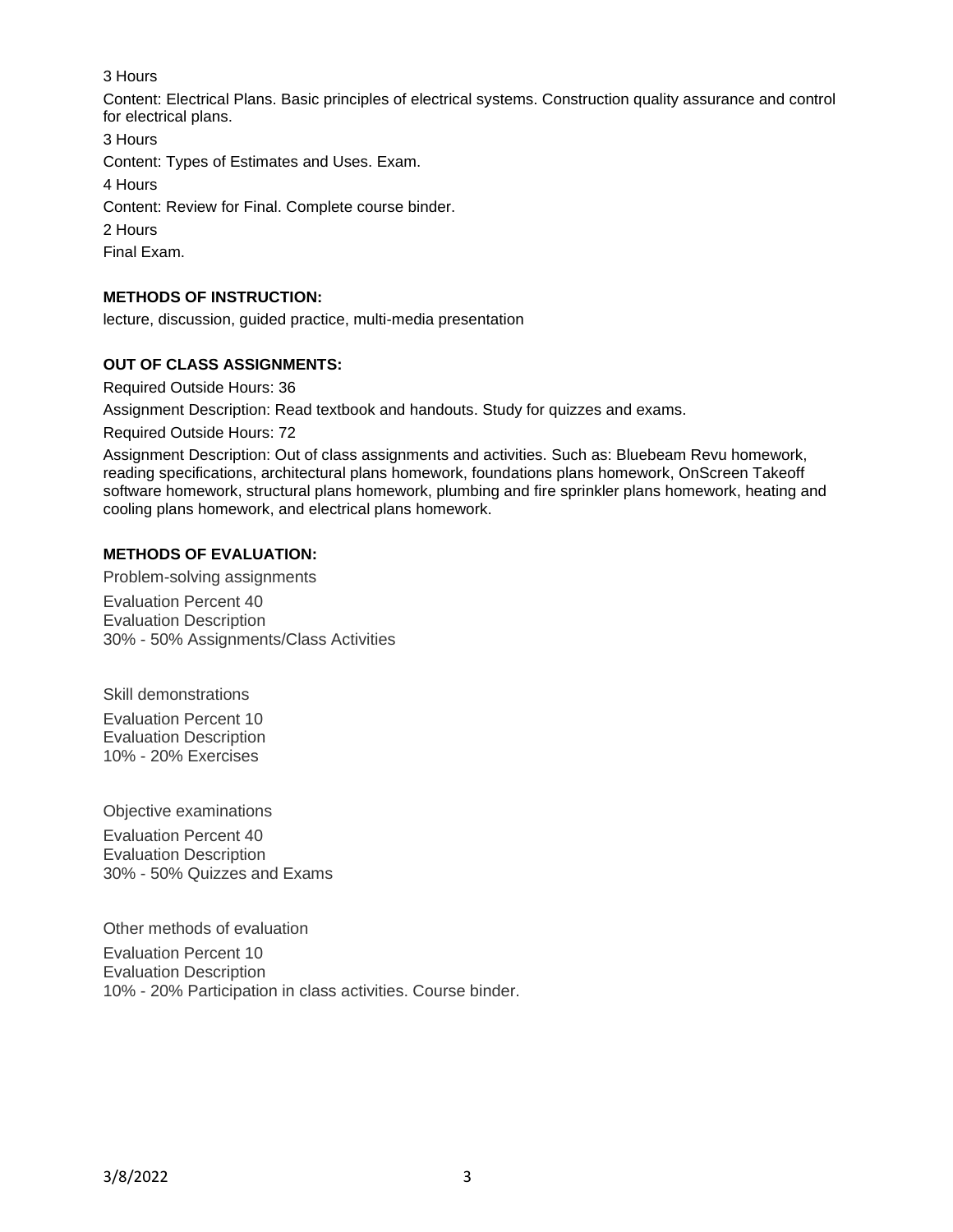3 Hours

Content: Electrical Plans. Basic principles of electrical systems. Construction quality assurance and control for electrical plans.

3 Hours

Content: Types of Estimates and Uses. Exam.

4 Hours

Content: Review for Final. Complete course binder.

2 Hours

Final Exam.

**METHODS OF INSTRUCTION:**

lecture, discussion, guided practice, multi-media presentation

**OUT OF CLASS ASSIGNMENTS:**

Required Outside Hours: 36

Assignment Description: Read textbook and handouts. Study for quizzes and exams.

Required Outside Hours: 72

Assignment Description: Out of class assignments and activities. Such as: Bluebeam Revu homework, reading specifications, architectural plans homework, foundations plans homework, OnScreen Takeoff software homework, structural plans homework, plumbing and fire sprinkler plans homework, heating and cooling plans homework, and electrical plans homework.

**METHODS OF EVALUATION:**

Problem-solving assignments

Evaluation Percent 40
Evaluation Description
30% - 50% Assignments/Class Activities

Skill demonstrations

Evaluation Percent 10
Evaluation Description
10% - 20% Exercises

Objective examinations

Evaluation Percent 40
Evaluation Description
30% - 50% Quizzes and Exams

Other methods of evaluation

Evaluation Percent 10
Evaluation Description
10% - 20% Participation in class activities. Course binder.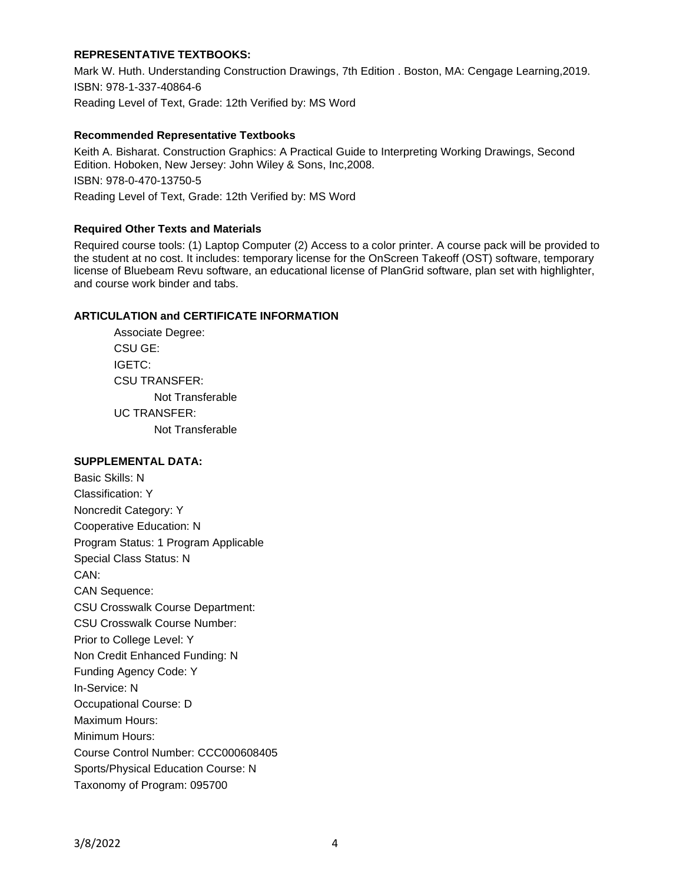**REPRESENTATIVE TEXTBOOKS:**

Mark W. Huth. Understanding Construction Drawings, 7th Edition . Boston, MA: Cengage Learning,2019.
ISBN: 978-1-337-40864-6
Reading Level of Text, Grade: 12th Verified by: MS Word

**Recommended Representative Textbooks**

Keith A. Bisharat. Construction Graphics: A Practical Guide to Interpreting Working Drawings, Second Edition. Hoboken, New Jersey: John Wiley & Sons, Inc,2008.
ISBN: 978-0-470-13750-5
Reading Level of Text, Grade: 12th Verified by: MS Word

**Required Other Texts and Materials**

Required course tools: (1) Laptop Computer (2) Access to a color printer. A course pack will be provided to the student at no cost. It includes: temporary license for the OnScreen Takeoff (OST) software, temporary license of Bluebeam Revu software, an educational license of PlanGrid software, plan set with highlighter, and course work binder and tabs.

**ARTICULATION and CERTIFICATE INFORMATION**

Associate Degree:
CSU GE:
IGETC:
CSU TRANSFER:
Not Transferable
UC TRANSFER:
Not Transferable

**SUPPLEMENTAL DATA:**

Basic Skills: N
Classification: Y
Noncredit Category: Y
Cooperative Education: N
Program Status: 1 Program Applicable
Special Class Status: N
CAN:
CAN Sequence:
CSU Crosswalk Course Department:
CSU Crosswalk Course Number:
Prior to College Level: Y
Non Credit Enhanced Funding: N
Funding Agency Code: Y
In-Service: N
Occupational Course: D
Maximum Hours:
Minimum Hours:
Course Control Number: CCC000608405
Sports/Physical Education Course: N
Taxonomy of Program: 095700